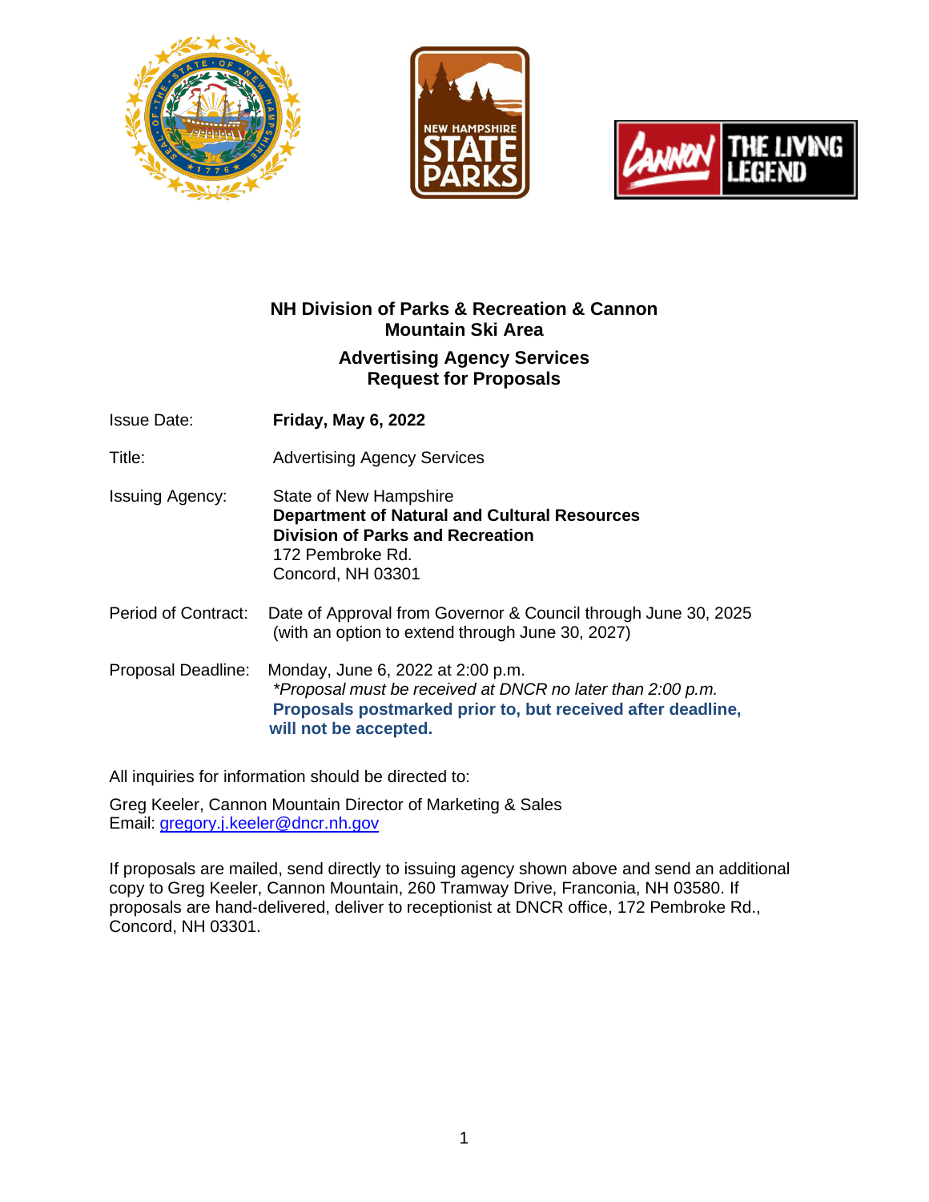# NH Division of Parks & Recreation & Cannon Mountain Ski Area

## Advertising Agency Services Request for Proposals

Issue Date: **Friday, May 6, 2022**

Title: Advertising Agency Services

Issuing Agency: State of New Hampshire
**Department of Natural and Cultural Resources**
**Division of Parks and Recreation**
172 Pembroke Rd.
Concord, NH 03301

Period of Contract: Date of Approval from Governor & Council through June 30, 2025 (with an option to extend through June 30, 2027)

Proposal Deadline: Monday, June 6, 2022 at 2:00 p.m.
*\*Proposal must be received at DNCR no later than 2:00 p.m.*
**Proposals postmarked prior to, but received after deadline, will not be accepted.**

All inquiries for information should be directed to:

Greg Keeler, Cannon Mountain Director of Marketing & Sales
Email: gregory.j.keeler@dncr.nh.gov

If proposals are mailed, send directly to issuing agency shown above and send an additional copy to Greg Keeler, Cannon Mountain, 260 Tramway Drive, Franconia, NH 03580. If proposals are hand-delivered, deliver to receptionist at DNCR office, 172 Pembroke Rd., Concord, NH 03301.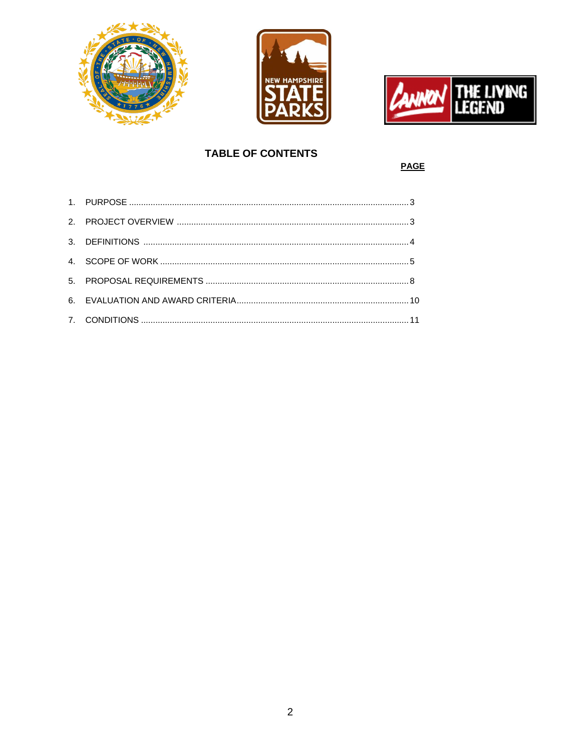## TABLE OF CONTENTS

| | | PAGE |
|---|---|---|
| 1. | PURPOSE | 3 |
| 2. | PROJECT OVERVIEW | 3 |
| 3. | DEFINITIONS | 4 |
| 4. | SCOPE OF WORK | 5 |
| 5. | PROPOSAL REQUIREMENTS | 8 |
| 6. | EVALUATION AND AWARD CRITERIA | 10 |
| 7. | CONDITIONS | 11 |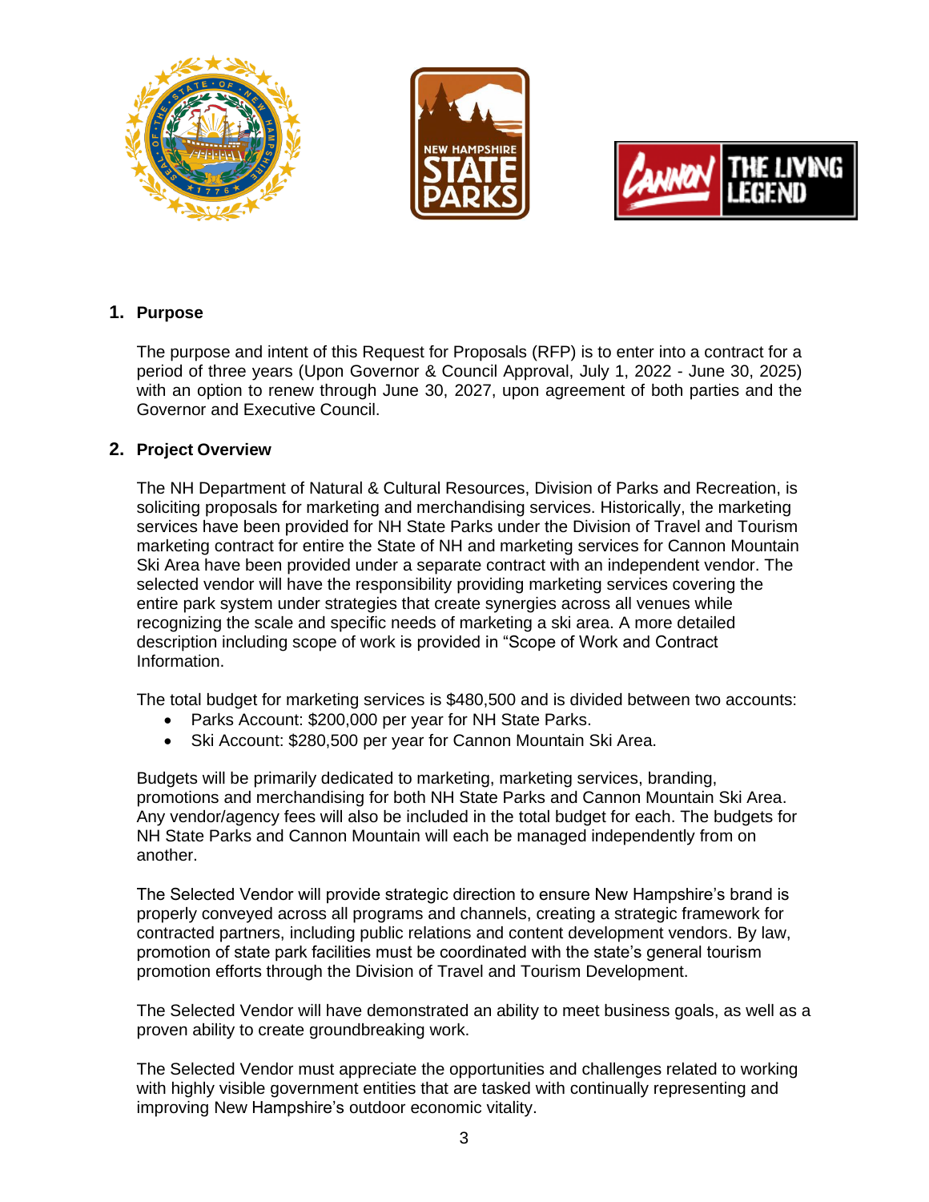## 1. Purpose

The purpose and intent of this Request for Proposals (RFP) is to enter into a contract for a period of three years (Upon Governor & Council Approval, July 1, 2022 - June 30, 2025) with an option to renew through June 30, 2027, upon agreement of both parties and the Governor and Executive Council.

## 2. Project Overview

The NH Department of Natural & Cultural Resources, Division of Parks and Recreation, is soliciting proposals for marketing and merchandising services. Historically, the marketing services have been provided for NH State Parks under the Division of Travel and Tourism marketing contract for entire the State of NH and marketing services for Cannon Mountain Ski Area have been provided under a separate contract with an independent vendor. The selected vendor will have the responsibility providing marketing services covering the entire park system under strategies that create synergies across all venues while recognizing the scale and specific needs of marketing a ski area. A more detailed description including scope of work is provided in "Scope of Work and Contract Information.

The total budget for marketing services is $480,500 and is divided between two accounts:

- Parks Account: $200,000 per year for NH State Parks.
- Ski Account: $280,500 per year for Cannon Mountain Ski Area.

Budgets will be primarily dedicated to marketing, marketing services, branding, promotions and merchandising for both NH State Parks and Cannon Mountain Ski Area. Any vendor/agency fees will also be included in the total budget for each. The budgets for NH State Parks and Cannon Mountain will each be managed independently from on another.

The Selected Vendor will provide strategic direction to ensure New Hampshire's brand is properly conveyed across all programs and channels, creating a strategic framework for contracted partners, including public relations and content development vendors. By law, promotion of state park facilities must be coordinated with the state's general tourism promotion efforts through the Division of Travel and Tourism Development.

The Selected Vendor will have demonstrated an ability to meet business goals, as well as a proven ability to create groundbreaking work.

The Selected Vendor must appreciate the opportunities and challenges related to working with highly visible government entities that are tasked with continually representing and improving New Hampshire's outdoor economic vitality.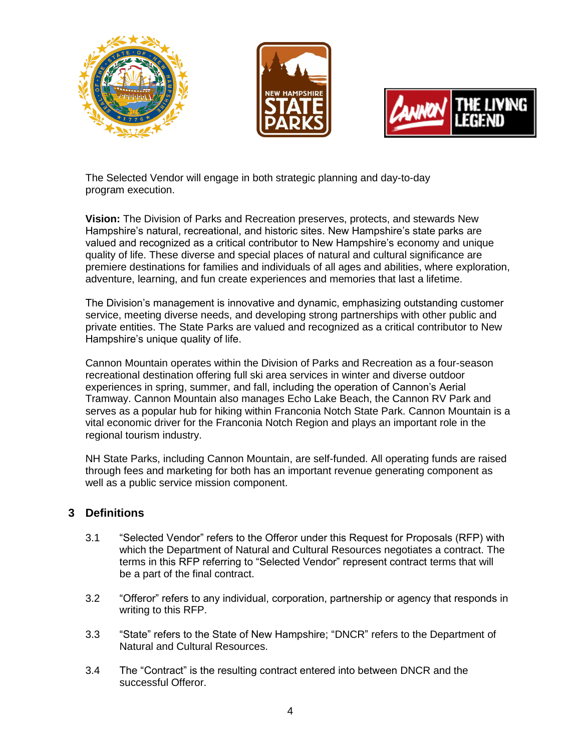The Selected Vendor will engage in both strategic planning and day-to-day program execution.

**Vision:** The Division of Parks and Recreation preserves, protects, and stewards New Hampshire's natural, recreational, and historic sites. New Hampshire's state parks are valued and recognized as a critical contributor to New Hampshire's economy and unique quality of life. These diverse and special places of natural and cultural significance are premiere destinations for families and individuals of all ages and abilities, where exploration, adventure, learning, and fun create experiences and memories that last a lifetime.

The Division's management is innovative and dynamic, emphasizing outstanding customer service, meeting diverse needs, and developing strong partnerships with other public and private entities. The State Parks are valued and recognized as a critical contributor to New Hampshire's unique quality of life.

Cannon Mountain operates within the Division of Parks and Recreation as a four-season recreational destination offering full ski area services in winter and diverse outdoor experiences in spring, summer, and fall, including the operation of Cannon's Aerial Tramway. Cannon Mountain also manages Echo Lake Beach, the Cannon RV Park and serves as a popular hub for hiking within Franconia Notch State Park. Cannon Mountain is a vital economic driver for the Franconia Notch Region and plays an important role in the regional tourism industry.

NH State Parks, including Cannon Mountain, are self-funded. All operating funds are raised through fees and marketing for both has an important revenue generating component as well as a public service mission component.

## 3 Definitions

3.1 "Selected Vendor" refers to the Offeror under this Request for Proposals (RFP) with which the Department of Natural and Cultural Resources negotiates a contract. The terms in this RFP referring to "Selected Vendor" represent contract terms that will be a part of the final contract.

3.2 "Offeror" refers to any individual, corporation, partnership or agency that responds in writing to this RFP.

3.3 "State" refers to the State of New Hampshire; "DNCR" refers to the Department of Natural and Cultural Resources.

3.4 The "Contract" is the resulting contract entered into between DNCR and the successful Offeror.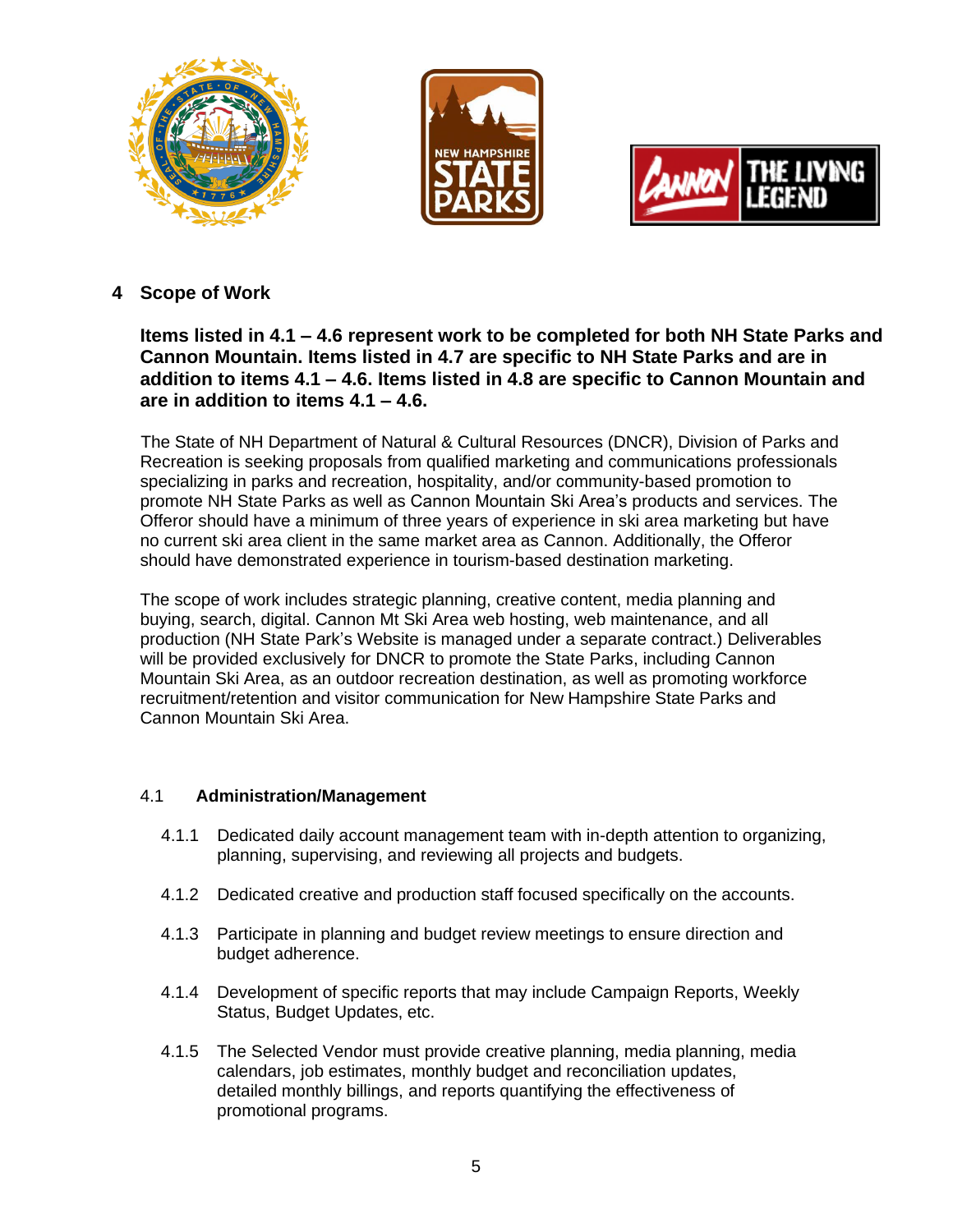# 4 Scope of Work

**Items listed in 4.1 – 4.6 represent work to be completed for both NH State Parks and Cannon Mountain. Items listed in 4.7 are specific to NH State Parks and are in addition to items 4.1 – 4.6. Items listed in 4.8 are specific to Cannon Mountain and are in addition to items 4.1 – 4.6.**

The State of NH Department of Natural & Cultural Resources (DNCR), Division of Parks and Recreation is seeking proposals from qualified marketing and communications professionals specializing in parks and recreation, hospitality, and/or community-based promotion to promote NH State Parks as well as Cannon Mountain Ski Area's products and services. The Offeror should have a minimum of three years of experience in ski area marketing but have no current ski area client in the same market area as Cannon. Additionally, the Offeror should have demonstrated experience in tourism-based destination marketing.

The scope of work includes strategic planning, creative content, media planning and buying, search, digital. Cannon Mt Ski Area web hosting, web maintenance, and all production (NH State Park's Website is managed under a separate contract.) Deliverables will be provided exclusively for DNCR to promote the State Parks, including Cannon Mountain Ski Area, as an outdoor recreation destination, as well as promoting workforce recruitment/retention and visitor communication for New Hampshire State Parks and Cannon Mountain Ski Area.

## 4.1 Administration/Management

4.1.1 Dedicated daily account management team with in-depth attention to organizing, planning, supervising, and reviewing all projects and budgets.

4.1.2 Dedicated creative and production staff focused specifically on the accounts.

4.1.3 Participate in planning and budget review meetings to ensure direction and budget adherence.

4.1.4 Development of specific reports that may include Campaign Reports, Weekly Status, Budget Updates, etc.

4.1.5 The Selected Vendor must provide creative planning, media planning, media calendars, job estimates, monthly budget and reconciliation updates, detailed monthly billings, and reports quantifying the effectiveness of promotional programs.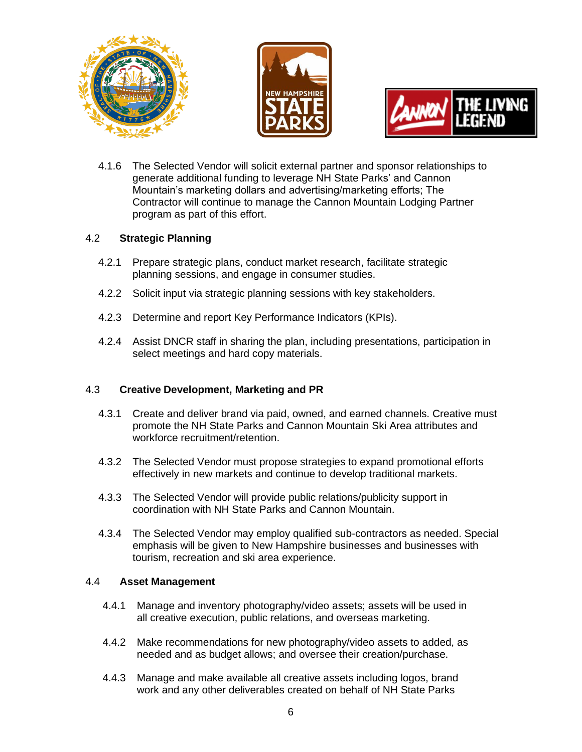4.1.6 The Selected Vendor will solicit external partner and sponsor relationships to generate additional funding to leverage NH State Parks' and Cannon Mountain's marketing dollars and advertising/marketing efforts; The Contractor will continue to manage the Cannon Mountain Lodging Partner program as part of this effort.

## 4.2 Strategic Planning

4.2.1 Prepare strategic plans, conduct market research, facilitate strategic planning sessions, and engage in consumer studies.

4.2.2 Solicit input via strategic planning sessions with key stakeholders.

4.2.3 Determine and report Key Performance Indicators (KPIs).

4.2.4 Assist DNCR staff in sharing the plan, including presentations, participation in select meetings and hard copy materials.

## 4.3 Creative Development, Marketing and PR

4.3.1 Create and deliver brand via paid, owned, and earned channels. Creative must promote the NH State Parks and Cannon Mountain Ski Area attributes and workforce recruitment/retention.

4.3.2 The Selected Vendor must propose strategies to expand promotional efforts effectively in new markets and continue to develop traditional markets.

4.3.3 The Selected Vendor will provide public relations/publicity support in coordination with NH State Parks and Cannon Mountain.

4.3.4 The Selected Vendor may employ qualified sub-contractors as needed. Special emphasis will be given to New Hampshire businesses and businesses with tourism, recreation and ski area experience.

## 4.4 Asset Management

4.4.1 Manage and inventory photography/video assets; assets will be used in all creative execution, public relations, and overseas marketing.

4.4.2 Make recommendations for new photography/video assets to added, as needed and as budget allows; and oversee their creation/purchase.

4.4.3 Manage and make available all creative assets including logos, brand work and any other deliverables created on behalf of NH State Parks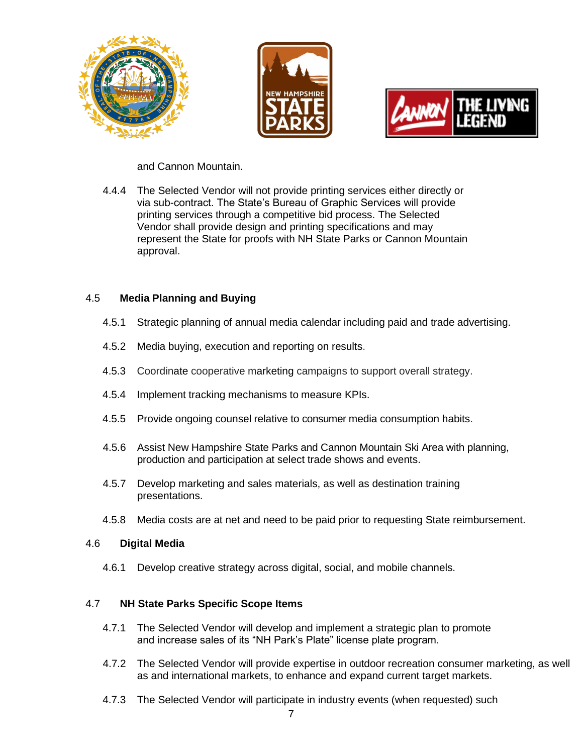and Cannon Mountain.

4.4.4 The Selected Vendor will not provide printing services either directly or via sub-contract. The State's Bureau of Graphic Services will provide printing services through a competitive bid process. The Selected Vendor shall provide design and printing specifications and may represent the State for proofs with NH State Parks or Cannon Mountain approval.

### 4.5 Media Planning and Buying

4.5.1 Strategic planning of annual media calendar including paid and trade advertising.

4.5.2 Media buying, execution and reporting on results.

4.5.3 Coordinate cooperative marketing campaigns to support overall strategy.

4.5.4 Implement tracking mechanisms to measure KPIs.

4.5.5 Provide ongoing counsel relative to consumer media consumption habits.

4.5.6 Assist New Hampshire State Parks and Cannon Mountain Ski Area with planning, production and participation at select trade shows and events.

4.5.7 Develop marketing and sales materials, as well as destination training presentations.

4.5.8 Media costs are at net and need to be paid prior to requesting State reimbursement.

### 4.6 Digital Media

4.6.1 Develop creative strategy across digital, social, and mobile channels.

### 4.7 NH State Parks Specific Scope Items

4.7.1 The Selected Vendor will develop and implement a strategic plan to promote and increase sales of its "NH Park's Plate" license plate program.

4.7.2 The Selected Vendor will provide expertise in outdoor recreation consumer marketing, as well as and international markets, to enhance and expand current target markets.

4.7.3 The Selected Vendor will participate in industry events (when requested) such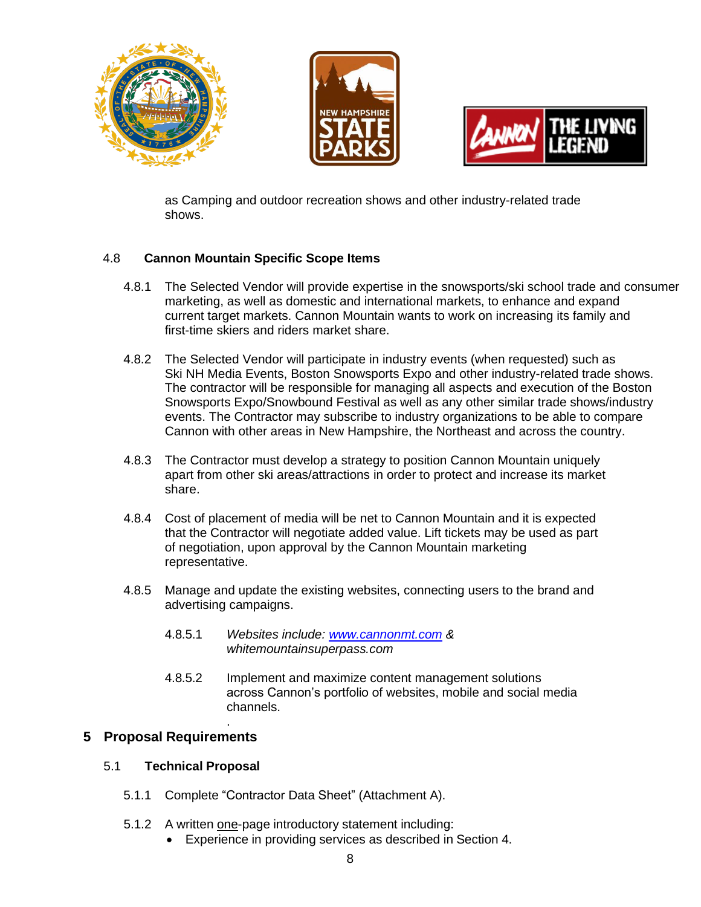as Camping and outdoor recreation shows and other industry-related trade shows.

### 4.8 Cannon Mountain Specific Scope Items

4.8.1 The Selected Vendor will provide expertise in the snowsports/ski school trade and consumer marketing, as well as domestic and international markets, to enhance and expand current target markets. Cannon Mountain wants to work on increasing its family and first-time skiers and riders market share.

4.8.2 The Selected Vendor will participate in industry events (when requested) such as Ski NH Media Events, Boston Snowsports Expo and other industry-related trade shows. The contractor will be responsible for managing all aspects and execution of the Boston Snowsports Expo/Snowbound Festival as well as any other similar trade shows/industry events. The Contractor may subscribe to industry organizations to be able to compare Cannon with other areas in New Hampshire, the Northeast and across the country.

4.8.3 The Contractor must develop a strategy to position Cannon Mountain uniquely apart from other ski areas/attractions in order to protect and increase its market share.

4.8.4 Cost of placement of media will be net to Cannon Mountain and it is expected that the Contractor will negotiate added value. Lift tickets may be used as part of negotiation, upon approval by the Cannon Mountain marketing representative.

4.8.5 Manage and update the existing websites, connecting users to the brand and advertising campaigns.

4.8.5.1 *Websites include: [www.cannonmt.com](http://www.cannonmt.com) & whitemountainsuperpass.com*

4.8.5.2 Implement and maximize content management solutions across Cannon's portfolio of websites, mobile and social media channels.

## 5 Proposal Requirements

### 5.1 Technical Proposal

5.1.1 Complete "Contractor Data Sheet" (Attachment A).

5.1.2 A written one-page introductory statement including:

- Experience in providing services as described in Section 4.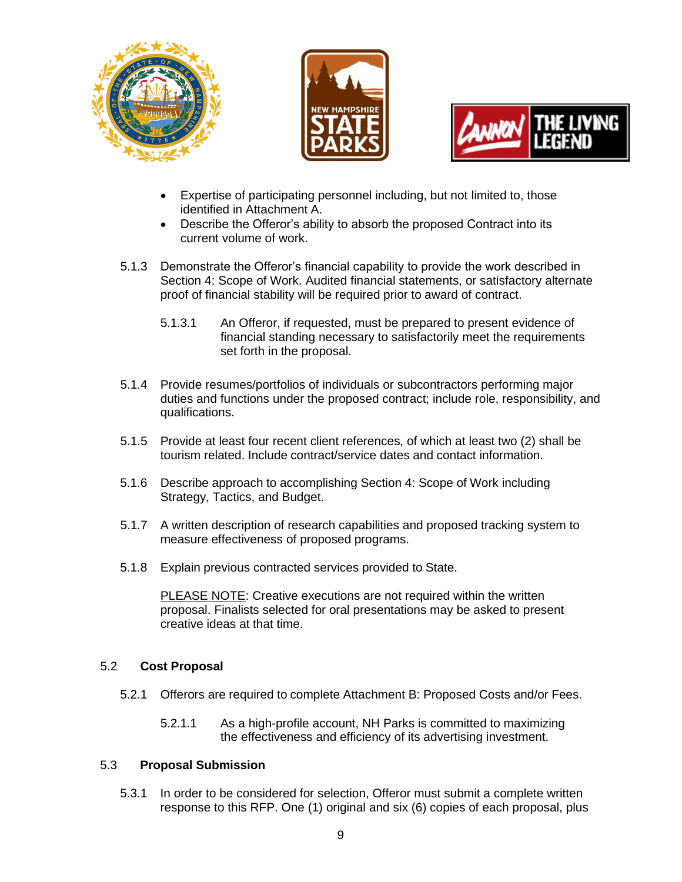- Expertise of participating personnel including, but not limited to, those identified in Attachment A.
- Describe the Offeror's ability to absorb the proposed Contract into its current volume of work.

5.1.3 Demonstrate the Offeror's financial capability to provide the work described in Section 4: Scope of Work. Audited financial statements, or satisfactory alternate proof of financial stability will be required prior to award of contract.

5.1.3.1 An Offeror, if requested, must be prepared to present evidence of financial standing necessary to satisfactorily meet the requirements set forth in the proposal.

5.1.4 Provide resumes/portfolios of individuals or subcontractors performing major duties and functions under the proposed contract; include role, responsibility, and qualifications.

5.1.5 Provide at least four recent client references, of which at least two (2) shall be tourism related. Include contract/service dates and contact information.

5.1.6 Describe approach to accomplishing Section 4: Scope of Work including Strategy, Tactics, and Budget.

5.1.7 A written description of research capabilities and proposed tracking system to measure effectiveness of proposed programs.

5.1.8 Explain previous contracted services provided to State.

PLEASE NOTE: Creative executions are not required within the written proposal. Finalists selected for oral presentations may be asked to present creative ideas at that time.

### 5.2 Cost Proposal

5.2.1 Offerors are required to complete Attachment B: Proposed Costs and/or Fees.

5.2.1.1 As a high-profile account, NH Parks is committed to maximizing the effectiveness and efficiency of its advertising investment.

### 5.3 Proposal Submission

5.3.1 In order to be considered for selection, Offeror must submit a complete written response to this RFP. One (1) original and six (6) copies of each proposal, plus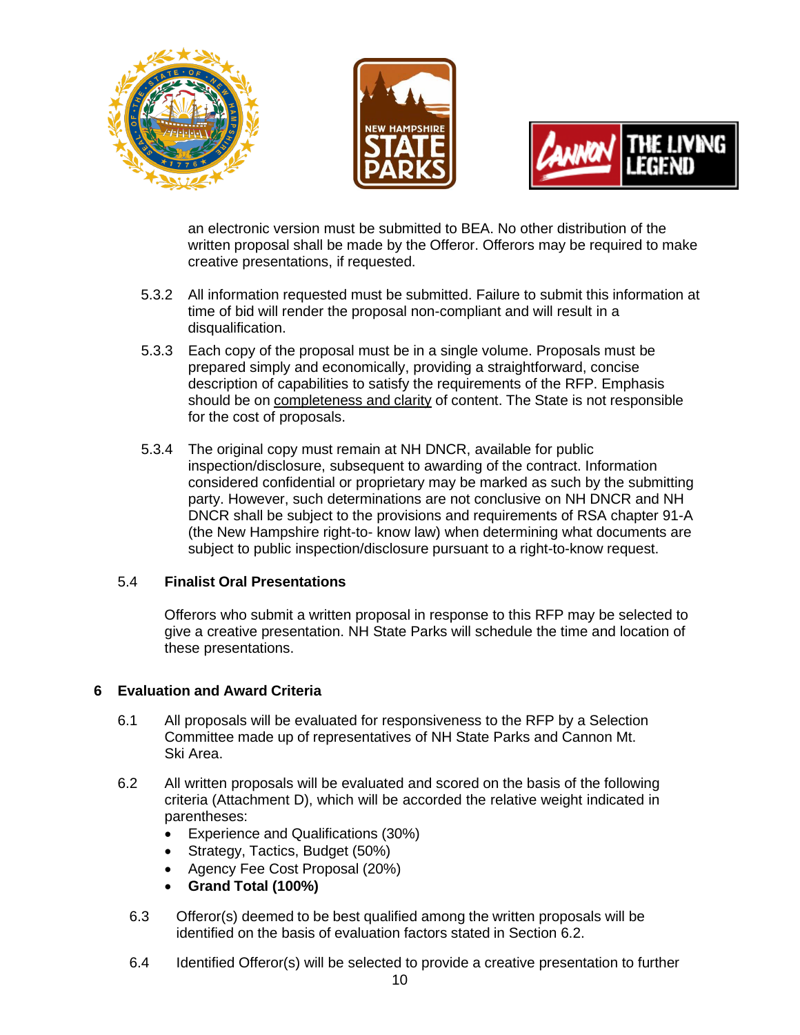an electronic version must be submitted to BEA. No other distribution of the written proposal shall be made by the Offeror. Offerors may be required to make creative presentations, if requested.

5.3.2 All information requested must be submitted. Failure to submit this information at time of bid will render the proposal non-compliant and will result in a disqualification.

5.3.3 Each copy of the proposal must be in a single volume. Proposals must be prepared simply and economically, providing a straightforward, concise description of capabilities to satisfy the requirements of the RFP. Emphasis should be on completeness and clarity of content. The State is not responsible for the cost of proposals.

5.3.4 The original copy must remain at NH DNCR, available for public inspection/disclosure, subsequent to awarding of the contract. Information considered confidential or proprietary may be marked as such by the submitting party. However, such determinations are not conclusive on NH DNCR and NH DNCR shall be subject to the provisions and requirements of RSA chapter 91-A (the New Hampshire right-to- know law) when determining what documents are subject to public inspection/disclosure pursuant to a right-to-know request.

### 5.4 Finalist Oral Presentations

Offerors who submit a written proposal in response to this RFP may be selected to give a creative presentation. NH State Parks will schedule the time and location of these presentations.

## 6 Evaluation and Award Criteria

6.1 All proposals will be evaluated for responsiveness to the RFP by a Selection Committee made up of representatives of NH State Parks and Cannon Mt. Ski Area.

6.2 All written proposals will be evaluated and scored on the basis of the following criteria (Attachment D), which will be accorded the relative weight indicated in parentheses:

- Experience and Qualifications (30%)
- Strategy, Tactics, Budget (50%)
- Agency Fee Cost Proposal (20%)
- **Grand Total (100%)**

6.3 Offeror(s) deemed to be best qualified among the written proposals will be identified on the basis of evaluation factors stated in Section 6.2.

6.4 Identified Offeror(s) will be selected to provide a creative presentation to further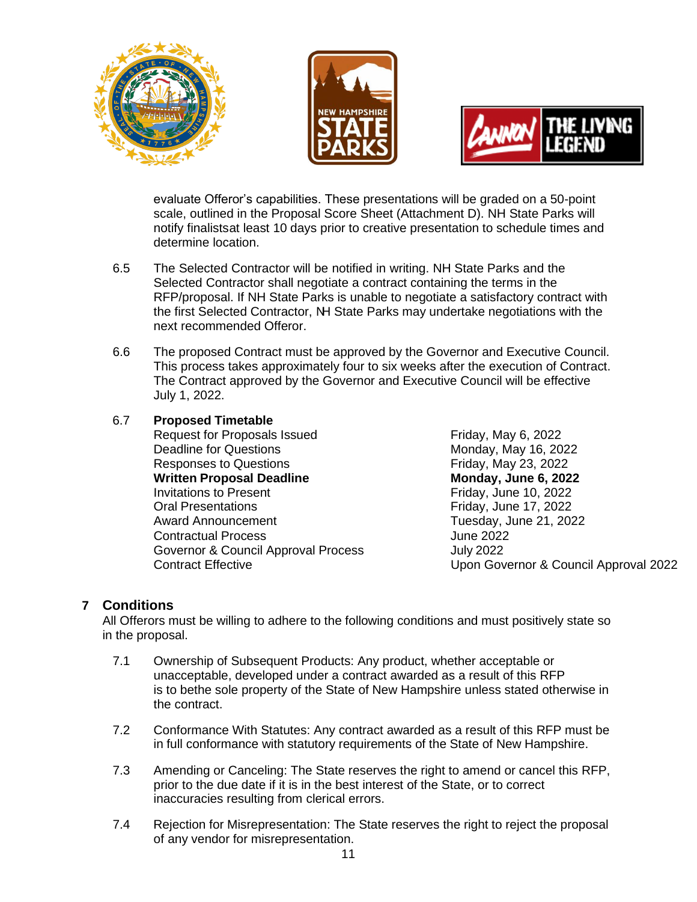evaluate Offeror's capabilities. These presentations will be graded on a 50-point scale, outlined in the Proposal Score Sheet (Attachment D). NH State Parks will notify finalistsat least 10 days prior to creative presentation to schedule times and determine location.

6.5 The Selected Contractor will be notified in writing. NH State Parks and the Selected Contractor shall negotiate a contract containing the terms in the RFP/proposal. If NH State Parks is unable to negotiate a satisfactory contract with the first Selected Contractor, NH State Parks may undertake negotiations with the next recommended Offeror.

6.6 The proposed Contract must be approved by the Governor and Executive Council. This process takes approximately four to six weeks after the execution of Contract. The Contract approved by the Governor and Executive Council will be effective July 1, 2022.

6.7 **Proposed Timetable**

| | |
|---|---|
| Request for Proposals Issued | Friday, May 6, 2022 |
| Deadline for Questions | Monday, May 16, 2022 |
| Responses to Questions | Friday, May 23, 2022 |
| **Written Proposal Deadline** | **Monday, June 6, 2022** |
| Invitations to Present | Friday, June 10, 2022 |
| Oral Presentations | Friday, June 17, 2022 |
| Award Announcement | Tuesday, June 21, 2022 |
| Contractual Process | June 2022 |
| Governor & Council Approval Process | July 2022 |
| Contract Effective | Upon Governor & Council Approval 2022 |

## 7 Conditions

All Offerors must be willing to adhere to the following conditions and must positively state so in the proposal.

7.1 Ownership of Subsequent Products: Any product, whether acceptable or unacceptable, developed under a contract awarded as a result of this RFP is to bethe sole property of the State of New Hampshire unless stated otherwise in the contract.

7.2 Conformance With Statutes: Any contract awarded as a result of this RFP must be in full conformance with statutory requirements of the State of New Hampshire.

7.3 Amending or Canceling: The State reserves the right to amend or cancel this RFP, prior to the due date if it is in the best interest of the State, or to correct inaccuracies resulting from clerical errors.

7.4 Rejection for Misrepresentation: The State reserves the right to reject the proposal of any vendor for misrepresentation.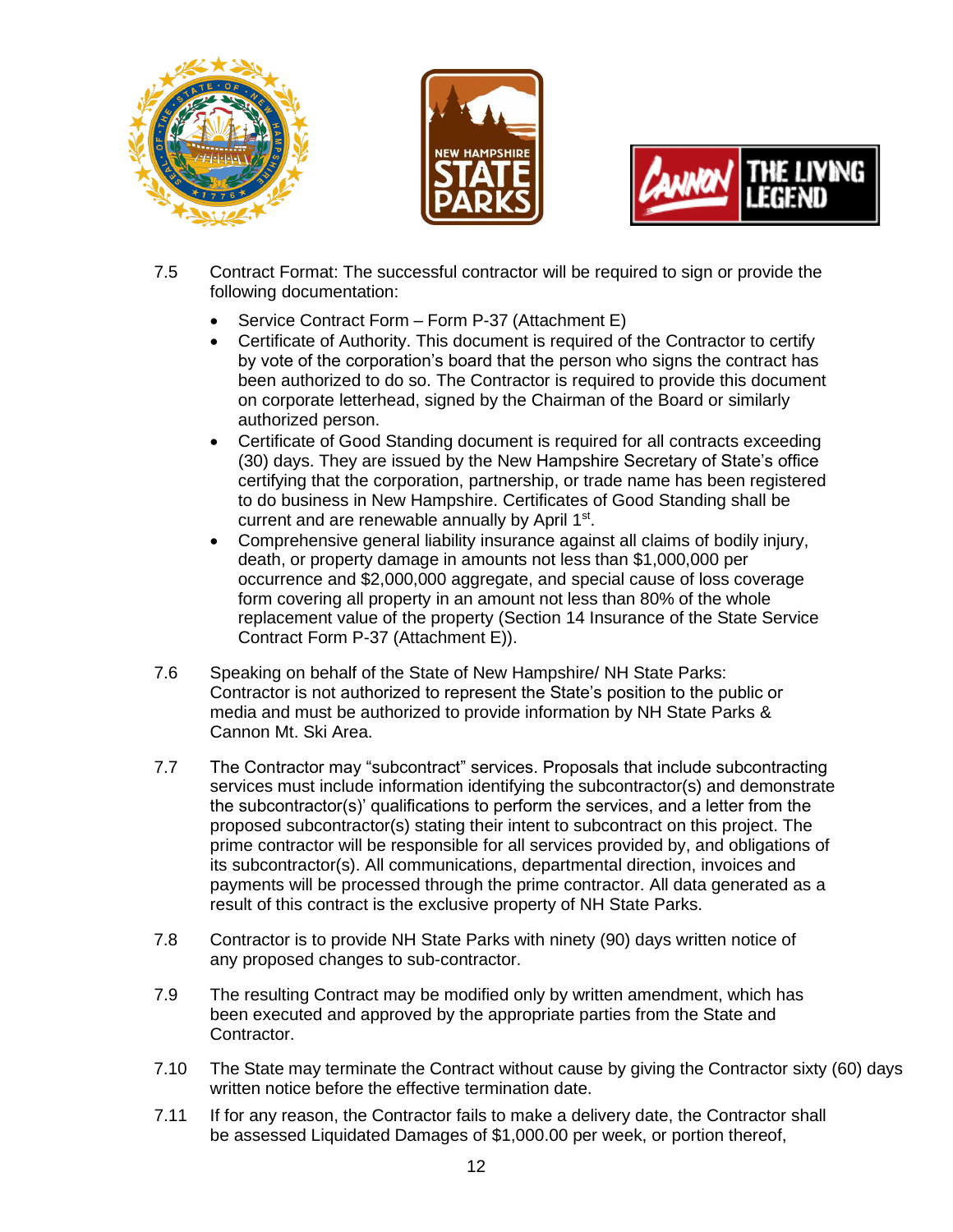7.5 Contract Format: The successful contractor will be required to sign or provide the following documentation:

- Service Contract Form – Form P-37 (Attachment E)
- Certificate of Authority. This document is required of the Contractor to certify by vote of the corporation's board that the person who signs the contract has been authorized to do so. The Contractor is required to provide this document on corporate letterhead, signed by the Chairman of the Board or similarly authorized person.
- Certificate of Good Standing document is required for all contracts exceeding (30) days. They are issued by the New Hampshire Secretary of State's office certifying that the corporation, partnership, or trade name has been registered to do business in New Hampshire. Certificates of Good Standing shall be current and are renewable annually by April 1st.
- Comprehensive general liability insurance against all claims of bodily injury, death, or property damage in amounts not less than $1,000,000 per occurrence and $2,000,000 aggregate, and special cause of loss coverage form covering all property in an amount not less than 80% of the whole replacement value of the property (Section 14 Insurance of the State Service Contract Form P-37 (Attachment E)).

7.6 Speaking on behalf of the State of New Hampshire/ NH State Parks: Contractor is not authorized to represent the State's position to the public or media and must be authorized to provide information by NH State Parks & Cannon Mt. Ski Area.

7.7 The Contractor may "subcontract" services. Proposals that include subcontracting services must include information identifying the subcontractor(s) and demonstrate the subcontractor(s)' qualifications to perform the services, and a letter from the proposed subcontractor(s) stating their intent to subcontract on this project. The prime contractor will be responsible for all services provided by, and obligations of its subcontractor(s). All communications, departmental direction, invoices and payments will be processed through the prime contractor. All data generated as a result of this contract is the exclusive property of NH State Parks.

7.8 Contractor is to provide NH State Parks with ninety (90) days written notice of any proposed changes to sub-contractor.

7.9 The resulting Contract may be modified only by written amendment, which has been executed and approved by the appropriate parties from the State and Contractor.

7.10 The State may terminate the Contract without cause by giving the Contractor sixty (60) days written notice before the effective termination date.

7.11 If for any reason, the Contractor fails to make a delivery date, the Contractor shall be assessed Liquidated Damages of $1,000.00 per week, or portion thereof,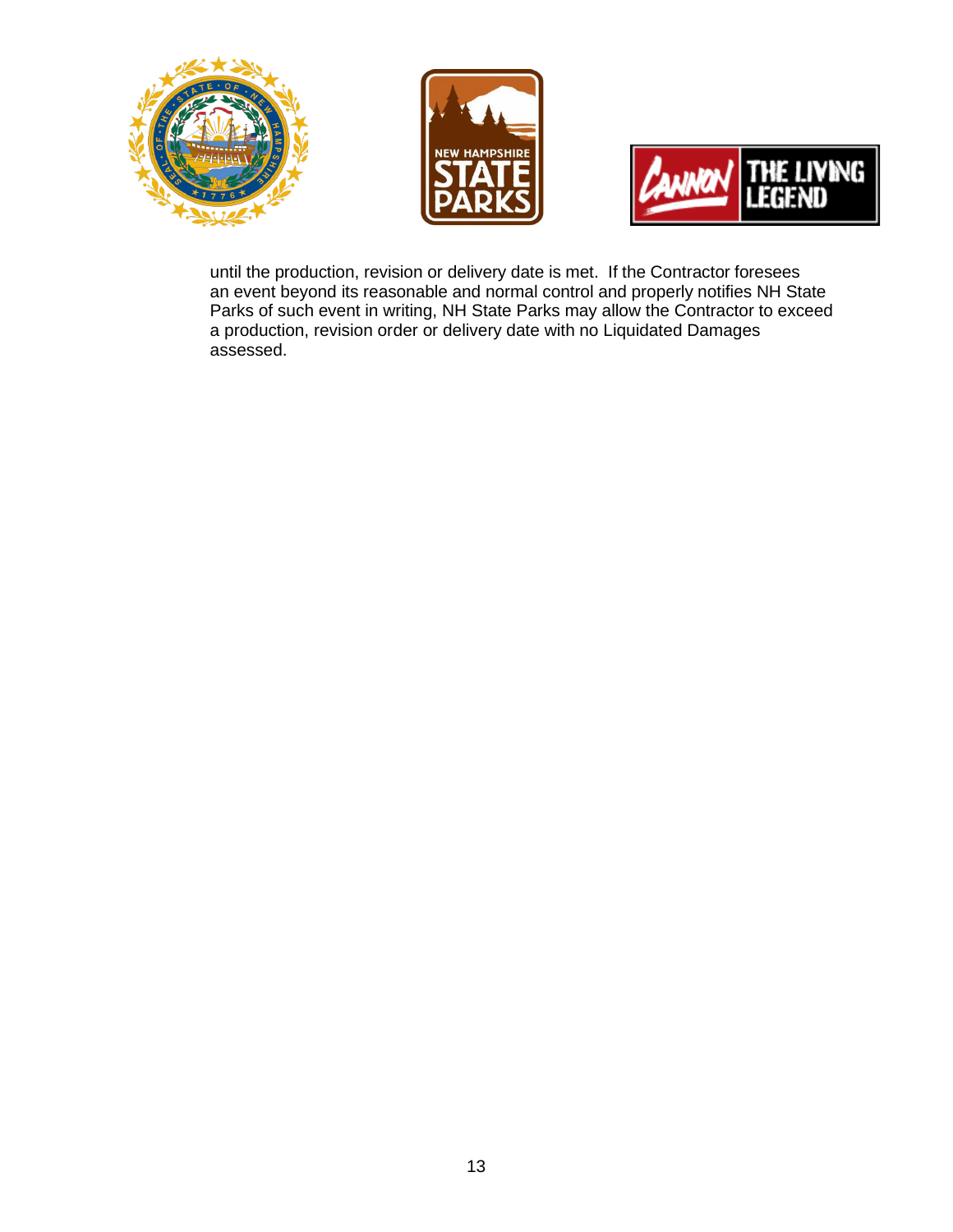until the production, revision or delivery date is met. If the Contractor foresees an event beyond its reasonable and normal control and properly notifies NH State Parks of such event in writing, NH State Parks may allow the Contractor to exceed a production, revision order or delivery date with no Liquidated Damages assessed.